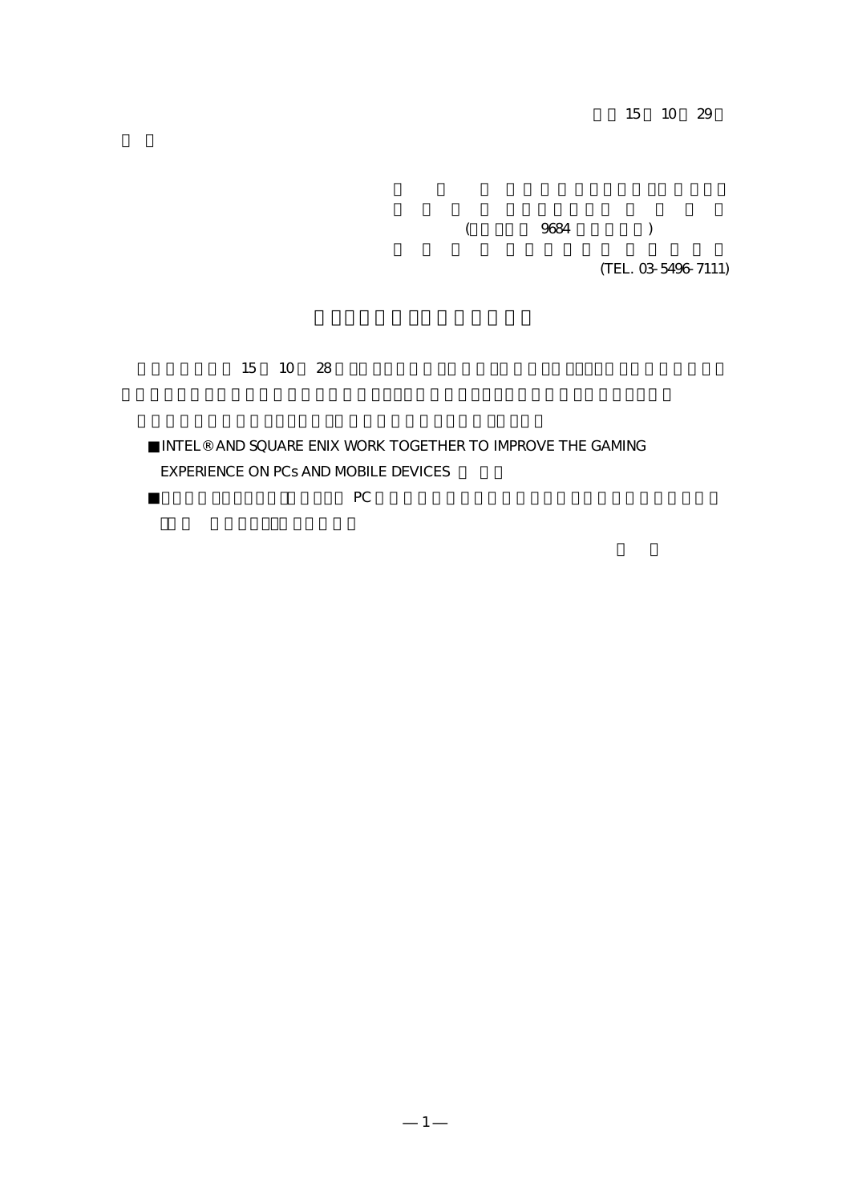15 10 29

(9684)

(TEL. 03-5496-7111)

15 10 28

■INTEL® AND SQUARE ENIX WORK TOGETHER TO IMPROVE THE GAMING EXPERIENCE ON PCs AND MOBILE DEVICES

■ PC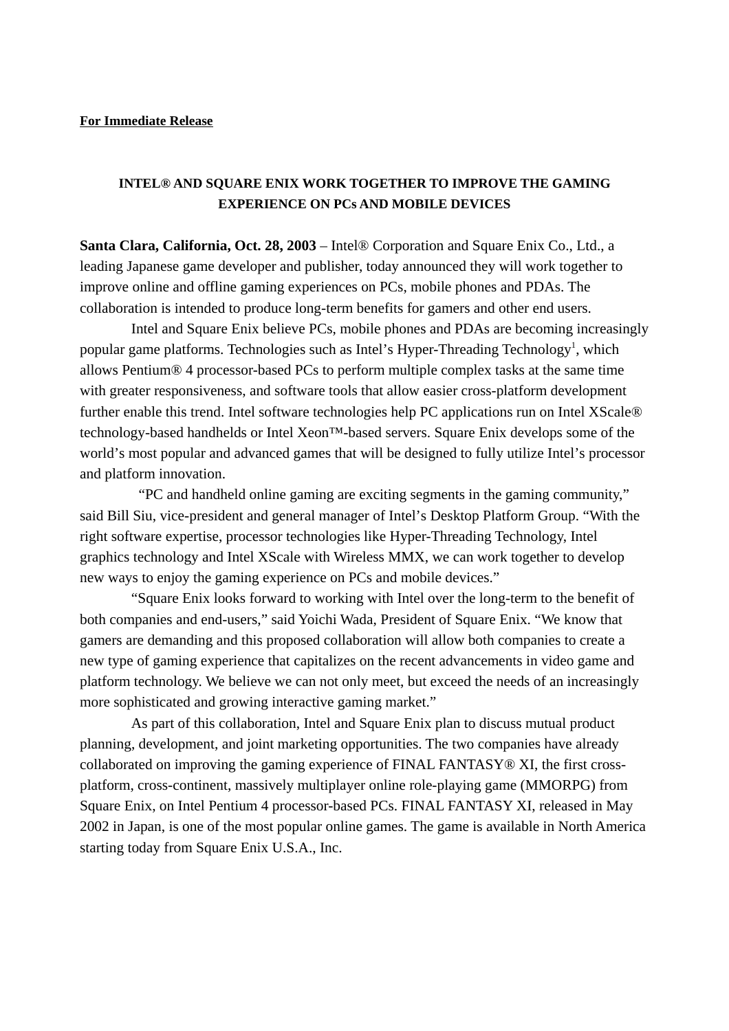**For Immediate Release**

**INTEL® AND SQUARE ENIX WORK TOGETHER TO IMPROVE THE GAMING EXPERIENCE ON PCs AND MOBILE DEVICES**

**Santa Clara, California, Oct. 28, 2003** – Intel® Corporation and Square Enix Co., Ltd., a leading Japanese game developer and publisher, today announced they will work together to improve online and offline gaming experiences on PCs, mobile phones and PDAs. The collaboration is intended to produce long-term benefits for gamers and other end users.

Intel and Square Enix believe PCs, mobile phones and PDAs are becoming increasingly popular game platforms. Technologies such as Intel's Hyper-Threading Technology[1], which allows Pentium® 4 processor-based PCs to perform multiple complex tasks at the same time with greater responsiveness, and software tools that allow easier cross-platform development further enable this trend. Intel software technologies help PC applications run on Intel XScale® technology-based handhelds or Intel Xeon™-based servers. Square Enix develops some of the world's most popular and advanced games that will be designed to fully utilize Intel's processor and platform innovation.

"PC and handheld online gaming are exciting segments in the gaming community," said Bill Siu, vice-president and general manager of Intel's Desktop Platform Group. "With the right software expertise, processor technologies like Hyper-Threading Technology, Intel graphics technology and Intel XScale with Wireless MMX, we can work together to develop new ways to enjoy the gaming experience on PCs and mobile devices."

"Square Enix looks forward to working with Intel over the long-term to the benefit of both companies and end-users," said Yoichi Wada, President of Square Enix. "We know that gamers are demanding and this proposed collaboration will allow both companies to create a new type of gaming experience that capitalizes on the recent advancements in video game and platform technology. We believe we can not only meet, but exceed the needs of an increasingly more sophisticated and growing interactive gaming market."

As part of this collaboration, Intel and Square Enix plan to discuss mutual product planning, development, and joint marketing opportunities. The two companies have already collaborated on improving the gaming experience of FINAL FANTASY® XI, the first cross-platform, cross-continent, massively multiplayer online role-playing game (MMORPG) from Square Enix, on Intel Pentium 4 processor-based PCs. FINAL FANTASY XI, released in May 2002 in Japan, is one of the most popular online games. The game is available in North America starting today from Square Enix U.S.A., Inc.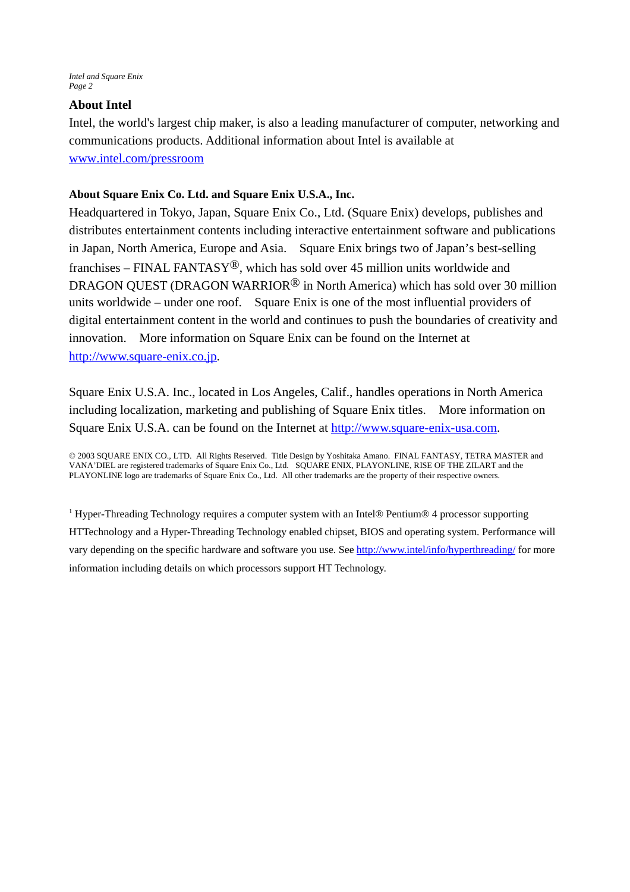## About Intel

Intel, the world's largest chip maker, is also a leading manufacturer of computer, networking and communications products. Additional information about Intel is available at www.intel.com/pressroom

**About Square Enix Co. Ltd. and Square Enix U.S.A., Inc.**

Headquartered in Tokyo, Japan, Square Enix Co., Ltd. (Square Enix) develops, publishes and distributes entertainment contents including interactive entertainment software and publications in Japan, North America, Europe and Asia. Square Enix brings two of Japan's best-selling franchises – FINAL FANTASY®, which has sold over 45 million units worldwide and DRAGON QUEST (DRAGON WARRIOR® in North America) which has sold over 30 million units worldwide – under one roof. Square Enix is one of the most influential providers of digital entertainment content in the world and continues to push the boundaries of creativity and innovation. More information on Square Enix can be found on the Internet at http://www.square-enix.co.jp.

Square Enix U.S.A. Inc., located in Los Angeles, Calif., handles operations in North America including localization, marketing and publishing of Square Enix titles. More information on Square Enix U.S.A. can be found on the Internet at http://www.square-enix-usa.com.

© 2003 SQUARE ENIX CO., LTD. All Rights Reserved. Title Design by Yoshitaka Amano. FINAL FANTASY, TETRA MASTER and VANA'DIEL are registered trademarks of Square Enix Co., Ltd. SQUARE ENIX, PLAYONLINE, RISE OF THE ZILART and the PLAYONLINE logo are trademarks of Square Enix Co., Ltd. All other trademarks are the property of their respective owners.

[1] Hyper-Threading Technology requires a computer system with an Intel® Pentium® 4 processor supporting HTTechnology and a Hyper-Threading Technology enabled chipset, BIOS and operating system. Performance will vary depending on the specific hardware and software you use. See http://www.intel/info/hyperthreading/ for more information including details on which processors support HT Technology.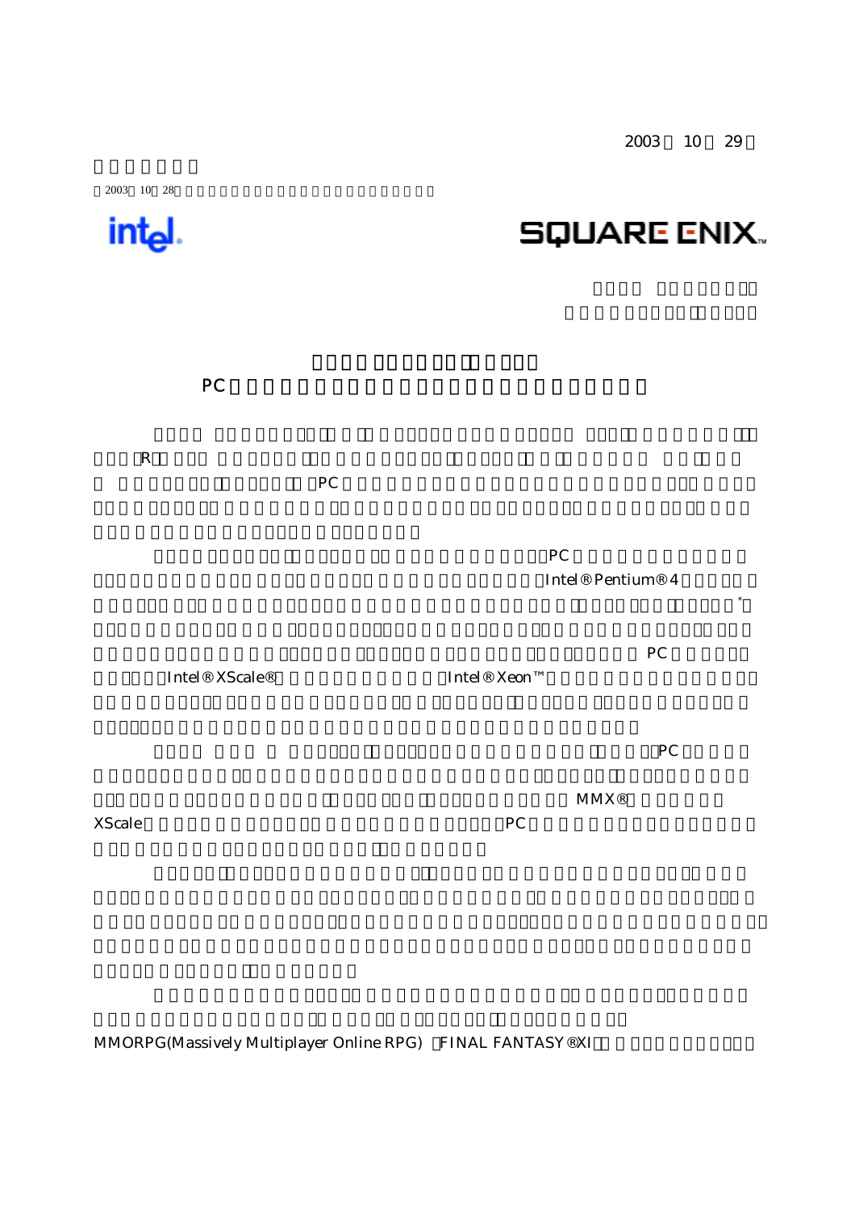2003 10 29

2003 10 28

intel

SQUARE ENIX

PC

R

PC

PC

Intel® Pentium® 4

*

PC

Intel® XScale®

Intel® Xeon™

PC

MMX®

XScale

PC

MMORPG(Massively Multiplayer Online RPG)

FINAL FANTASY® XI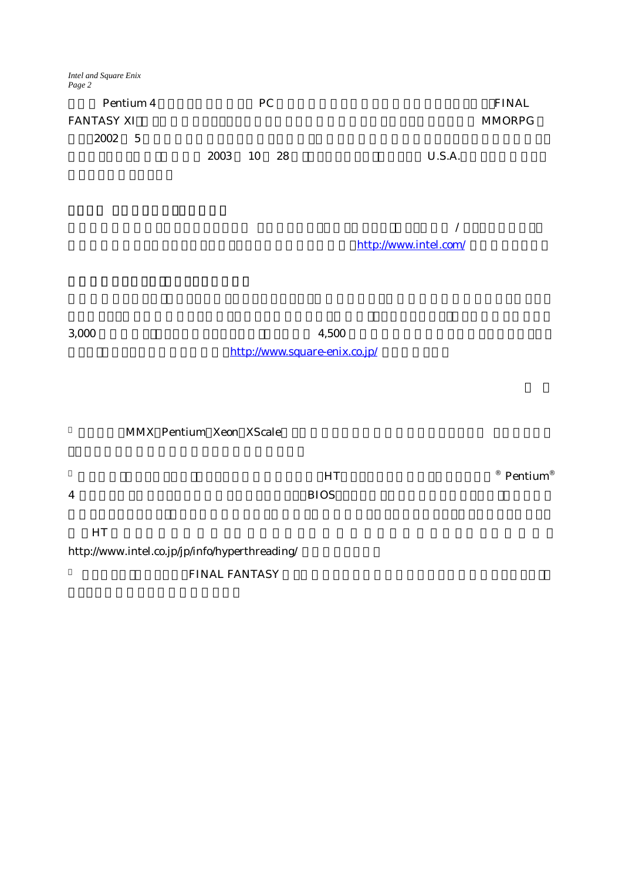Pentium 4 PC FINAL FANTASY XI MMORPG 2002 5 2003 10 28 U.S.A.

/ http://www.intel.com/

3,000 4,500 http://www.square-enix.co.jp/

MMX Pentium Xeon XScale

HT ® Pentium® 4 BIOS

HT

http://www.intel.co.jp/jp/info/hyperthreading/

FINAL FANTASY